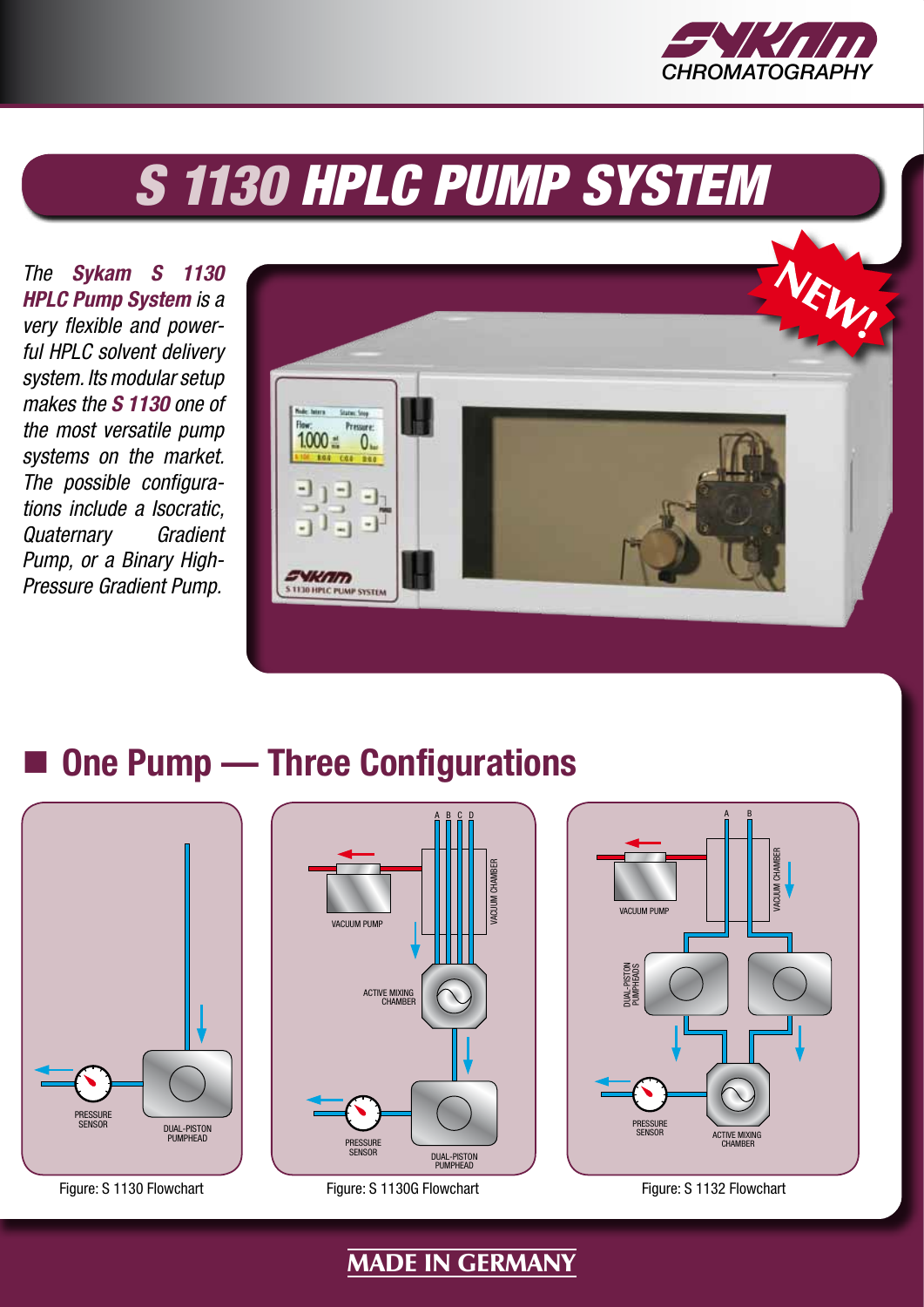# S 1130 HPLC PUMP SYSTEM

*The **Sykam S 1130 HPLC Pump System** is a very flexible and powerful HPLC solvent delivery system. Its modular setup makes the **S 1130** one of the most versatile pump systems on the market. The possible configurations include a Isocratic, Quaternary Gradient Pump, or a Binary High-Pressure Gradient Pump.*

NEW!

## One Pump — Three Configurations

Figure: S 1130 Flowchart

Figure: S 1130G Flowchart

Figure: S 1132 Flowchart

**MADE IN GERMANY**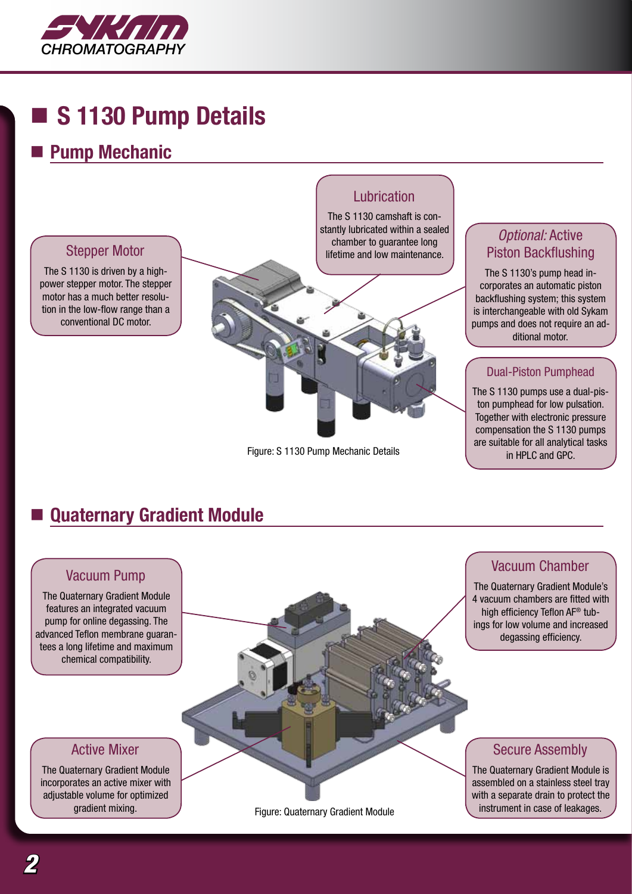# S 1130 Pump Details

## Pump Mechanic

### Stepper Motor

The S 1130 is driven by a high-power stepper motor. The stepper motor has a much better resolution in the low-flow range than a conventional DC motor.

### Lubrication

The S 1130 camshaft is constantly lubricated within a sealed chamber to guarantee long lifetime and low maintenance.

### *Optional:* Active Piston Backflushing

The S 1130's pump head incorporates an automatic piston backflushing system; this system is interchangeable with old Sykam pumps and does not require an additional motor.

### Dual-Piston Pumphead

The S 1130 pumps use a dual-piston pumphead for low pulsation. Together with electronic pressure compensation the S 1130 pumps are suitable for all analytical tasks in HPLC and GPC.

Figure: S 1130 Pump Mechanic Details

## Quaternary Gradient Module

### Vacuum Pump

The Quaternary Gradient Module features an integrated vacuum pump for online degassing. The advanced Teflon membrane guarantees a long lifetime and maximum chemical compatibility.

### Vacuum Chamber

The Quaternary Gradient Module's 4 vacuum chambers are fitted with high efficiency Teflon AF® tubings for low volume and increased degassing efficiency.

### Active Mixer

The Quaternary Gradient Module incorporates an active mixer with adjustable volume for optimized gradient mixing.

### Secure Assembly

The Quaternary Gradient Module is assembled on a stainless steel tray with a separate drain to protect the instrument in case of leakages.

Figure: Quaternary Gradient Module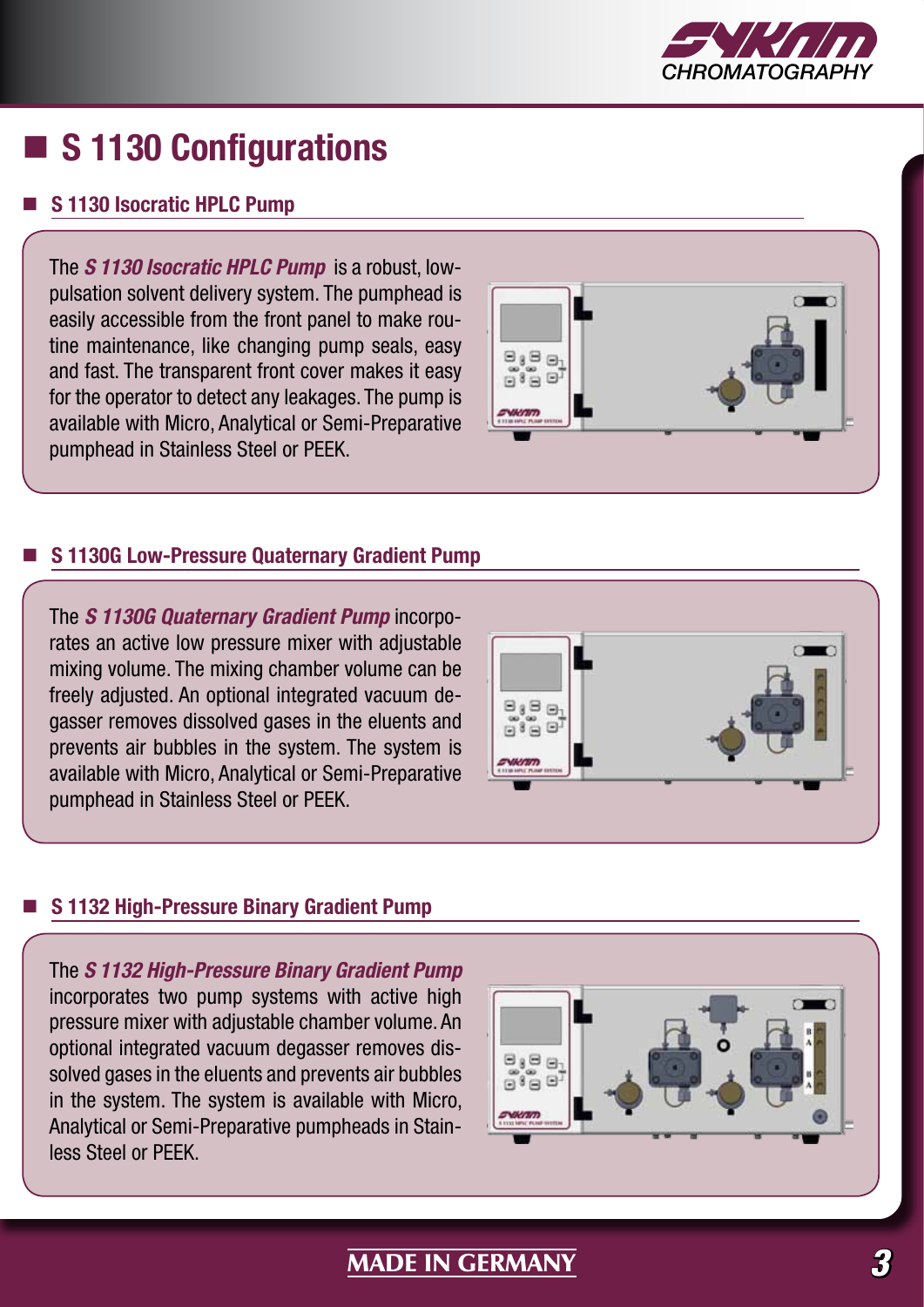# S 1130 Configurations

## S 1130 Isocratic HPLC Pump

The ***S 1130 Isocratic HPLC Pump*** is a robust, low-pulsation solvent delivery system. The pumphead is easily accessible from the front panel to make routine maintenance, like changing pump seals, easy and fast. The transparent front cover makes it easy for the operator to detect any leakages. The pump is available with Micro, Analytical or Semi-Preparative pumphead in Stainless Steel or PEEK.

## S 1130G Low-Pressure Quaternary Gradient Pump

The ***S 1130G Quaternary Gradient Pump*** incorporates an active low pressure mixer with adjustable mixing volume. The mixing chamber volume can be freely adjusted. An optional integrated vacuum degasser removes dissolved gases in the eluents and prevents air bubbles in the system. The system is available with Micro, Analytical or Semi-Preparative pumphead in Stainless Steel or PEEK.

## S 1132 High-Pressure Binary Gradient Pump

The ***S 1132 High-Pressure Binary Gradient Pump*** incorporates two pump systems with active high pressure mixer with adjustable chamber volume. An optional integrated vacuum degasser removes dissolved gases in the eluents and prevents air bubbles in the system. The system is available with Micro, Analytical or Semi-Preparative pumpheads in Stainless Steel or PEEK.

MADE IN GERMANY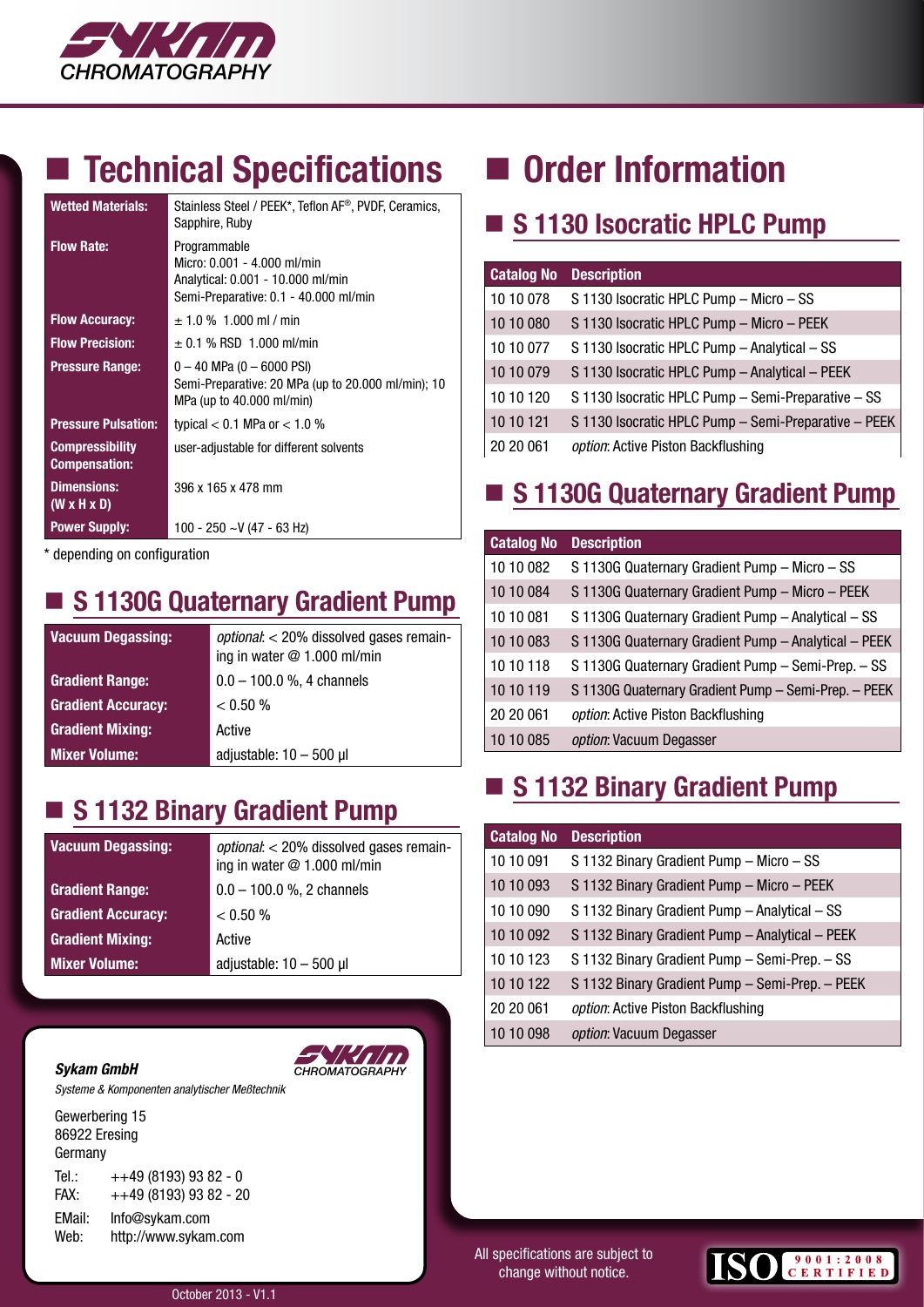# Technical Specifications

| | |
|---|---|
| **Wetted Materials:** | Stainless Steel / PEEK*, Teflon AF®, PVDF, Ceramics, Sapphire, Ruby |
| **Flow Rate:** | Programmable<br>Micro: 0.001 - 4.000 ml/min<br>Analytical: 0.001 - 10.000 ml/min<br>Semi-Preparative: 0.1 - 40.000 ml/min |
| **Flow Accuracy:** | ± 1.0 % 1.000 ml / min |
| **Flow Precision:** | ± 0.1 % RSD 1.000 ml/min |
| **Pressure Range:** | 0 – 40 MPa (0 – 6000 PSI)<br>Semi-Preparative: 20 MPa (up to 20.000 ml/min); 10 MPa (up to 40.000 ml/min) |
| **Pressure Pulsation:** | typical < 0.1 MPa or < 1.0 % |
| **Compressibility Compensation:** | user-adjustable for different solvents |
| **Dimensions: (W x H x D)** | 396 x 165 x 478 mm |
| **Power Supply:** | 100 - 250 ~V (47 - 63 Hz) |

* depending on configuration

## S 1130G Quaternary Gradient Pump

| | |
|---|---|
| **Vacuum Degassing:** | *optional*: < 20% dissolved gases remaining in water @ 1.000 ml/min |
| **Gradient Range:** | 0.0 – 100.0 %, 4 channels |
| **Gradient Accuracy:** | < 0.50 % |
| **Gradient Mixing:** | Active |
| **Mixer Volume:** | adjustable: 10 – 500 µl |

## S 1132 Binary Gradient Pump

| | |
|---|---|
| **Vacuum Degassing:** | *optional*: < 20% dissolved gases remaining in water @ 1.000 ml/min |
| **Gradient Range:** | 0.0 – 100.0 %, 2 channels |
| **Gradient Accuracy:** | < 0.50 % |
| **Gradient Mixing:** | Active |
| **Mixer Volume:** | adjustable: 10 – 500 µl |

# Order Information

## S 1130 Isocratic HPLC Pump

| Catalog No | Description |
|---|---|
| 10 10 078 | S 1130 Isocratic HPLC Pump – Micro – SS |
| 10 10 080 | S 1130 Isocratic HPLC Pump – Micro – PEEK |
| 10 10 077 | S 1130 Isocratic HPLC Pump – Analytical – SS |
| 10 10 079 | S 1130 Isocratic HPLC Pump – Analytical – PEEK |
| 10 10 120 | S 1130 Isocratic HPLC Pump – Semi-Preparative – SS |
| 10 10 121 | S 1130 Isocratic HPLC Pump – Semi-Preparative – PEEK |
| 20 20 061 | *option*: Active Piston Backflushing |

## S 1130G Quaternary Gradient Pump

| Catalog No | Description |
|---|---|
| 10 10 082 | S 1130G Quaternary Gradient Pump – Micro – SS |
| 10 10 084 | S 1130G Quaternary Gradient Pump – Micro – PEEK |
| 10 10 081 | S 1130G Quaternary Gradient Pump – Analytical – SS |
| 10 10 083 | S 1130G Quaternary Gradient Pump – Analytical – PEEK |
| 10 10 118 | S 1130G Quaternary Gradient Pump – Semi-Prep. – SS |
| 10 10 119 | S 1130G Quaternary Gradient Pump – Semi-Prep. – PEEK |
| 20 20 061 | *option*: Active Piston Backflushing |
| 10 10 085 | *option*: Vacuum Degasser |

## S 1132 Binary Gradient Pump

| Catalog No | Description |
|---|---|
| 10 10 091 | S 1132 Binary Gradient Pump – Micro – SS |
| 10 10 093 | S 1132 Binary Gradient Pump – Micro – PEEK |
| 10 10 090 | S 1132 Binary Gradient Pump – Analytical – SS |
| 10 10 092 | S 1132 Binary Gradient Pump – Analytical – PEEK |
| 10 10 123 | S 1132 Binary Gradient Pump – Semi-Prep. – SS |
| 10 10 122 | S 1132 Binary Gradient Pump – Semi-Prep. – PEEK |
| 20 20 061 | *option*: Active Piston Backflushing |
| 10 10 098 | *option*: Vacuum Degasser |

***Sykam GmbH***

*Systeme & Komponenten analytischer Meßtechnik*

Gewerbering 15
86922 Eresing
Germany

Tel.: ++49 (8193) 93 82 - 0
FAX: ++49 (8193) 93 82 - 20

EMail: Info@sykam.com
Web: http://www.sykam.com

October 2013 - V1.1

All specifications are subject to change without notice.

ISO 9001:2008 CERTIFIED